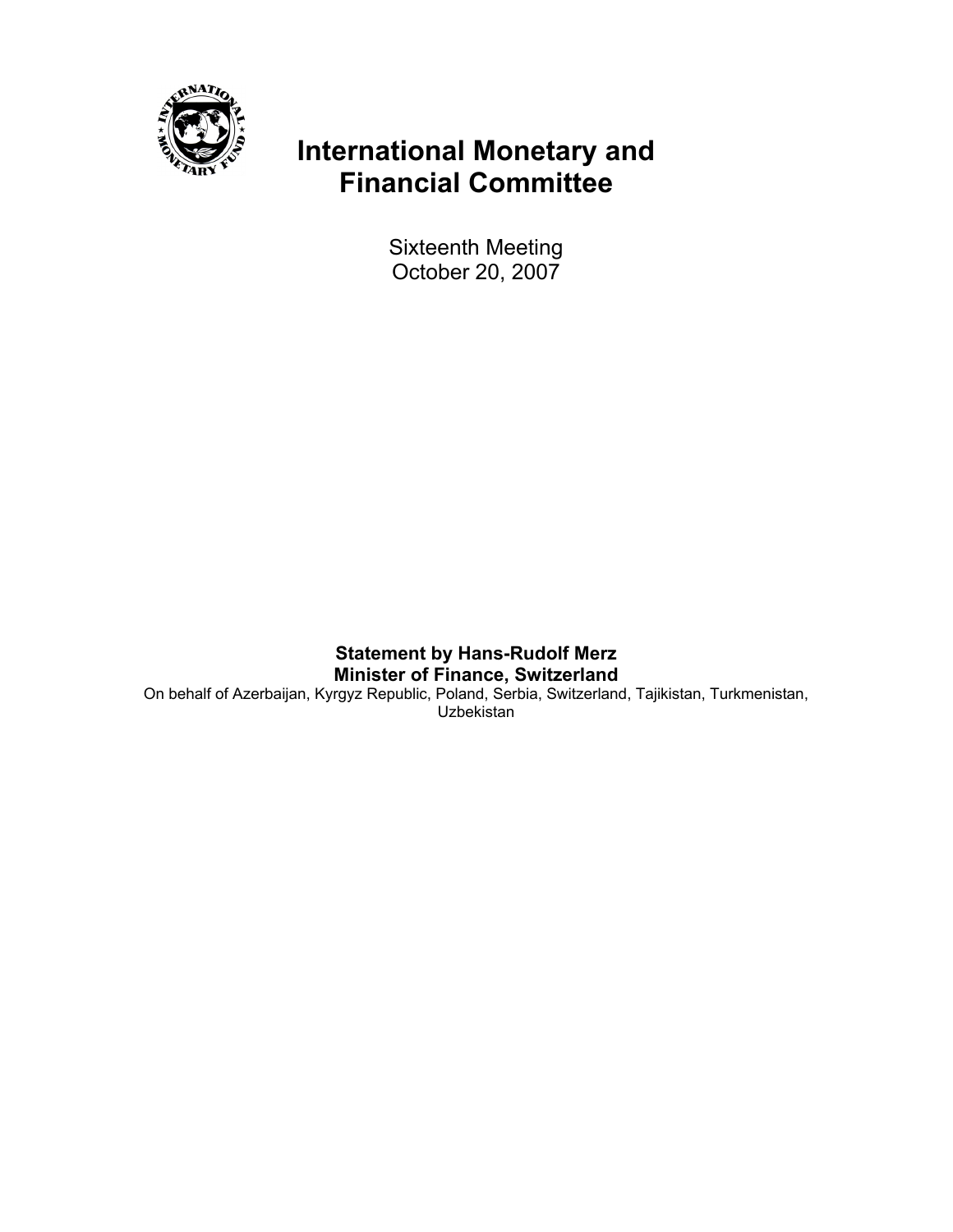# International Monetary and Financial Committee

Sixteenth Meeting
October 20, 2007

**Statement by Hans-Rudolf Merz**
**Minister of Finance, Switzerland**

On behalf of Azerbaijan, Kyrgyz Republic, Poland, Serbia, Switzerland, Tajikistan, Turkmenistan, Uzbekistan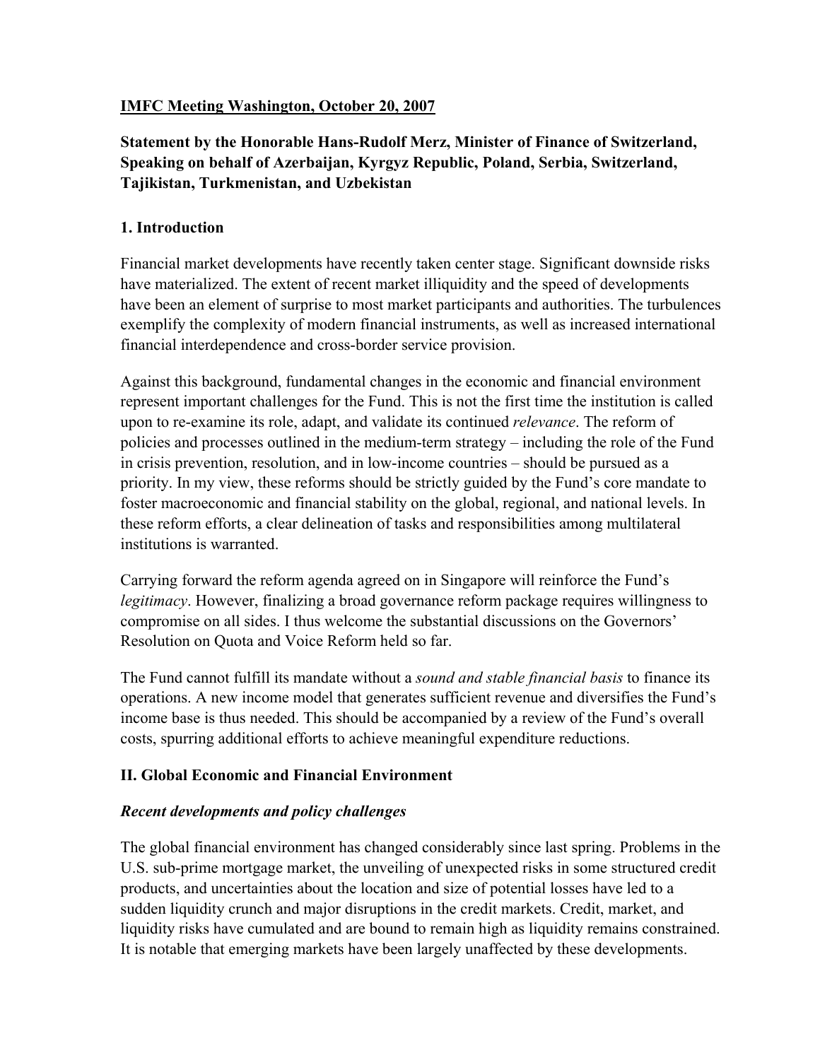**IMFC Meeting Washington, October 20, 2007**

**Statement by the Honorable Hans-Rudolf Merz, Minister of Finance of Switzerland, Speaking on behalf of Azerbaijan, Kyrgyz Republic, Poland, Serbia, Switzerland, Tajikistan, Turkmenistan, and Uzbekistan**

## 1. Introduction

Financial market developments have recently taken center stage. Significant downside risks have materialized. The extent of recent market illiquidity and the speed of developments have been an element of surprise to most market participants and authorities. The turbulences exemplify the complexity of modern financial instruments, as well as increased international financial interdependence and cross-border service provision.

Against this background, fundamental changes in the economic and financial environment represent important challenges for the Fund. This is not the first time the institution is called upon to re-examine its role, adapt, and validate its continued *relevance*. The reform of policies and processes outlined in the medium-term strategy – including the role of the Fund in crisis prevention, resolution, and in low-income countries – should be pursued as a priority. In my view, these reforms should be strictly guided by the Fund's core mandate to foster macroeconomic and financial stability on the global, regional, and national levels. In these reform efforts, a clear delineation of tasks and responsibilities among multilateral institutions is warranted.

Carrying forward the reform agenda agreed on in Singapore will reinforce the Fund's *legitimacy*. However, finalizing a broad governance reform package requires willingness to compromise on all sides. I thus welcome the substantial discussions on the Governors' Resolution on Quota and Voice Reform held so far.

The Fund cannot fulfill its mandate without a *sound and stable financial basis* to finance its operations. A new income model that generates sufficient revenue and diversifies the Fund's income base is thus needed. This should be accompanied by a review of the Fund's overall costs, spurring additional efforts to achieve meaningful expenditure reductions.

## II. Global Economic and Financial Environment

### *Recent developments and policy challenges*

The global financial environment has changed considerably since last spring. Problems in the U.S. sub-prime mortgage market, the unveiling of unexpected risks in some structured credit products, and uncertainties about the location and size of potential losses have led to a sudden liquidity crunch and major disruptions in the credit markets. Credit, market, and liquidity risks have cumulated and are bound to remain high as liquidity remains constrained. It is notable that emerging markets have been largely unaffected by these developments.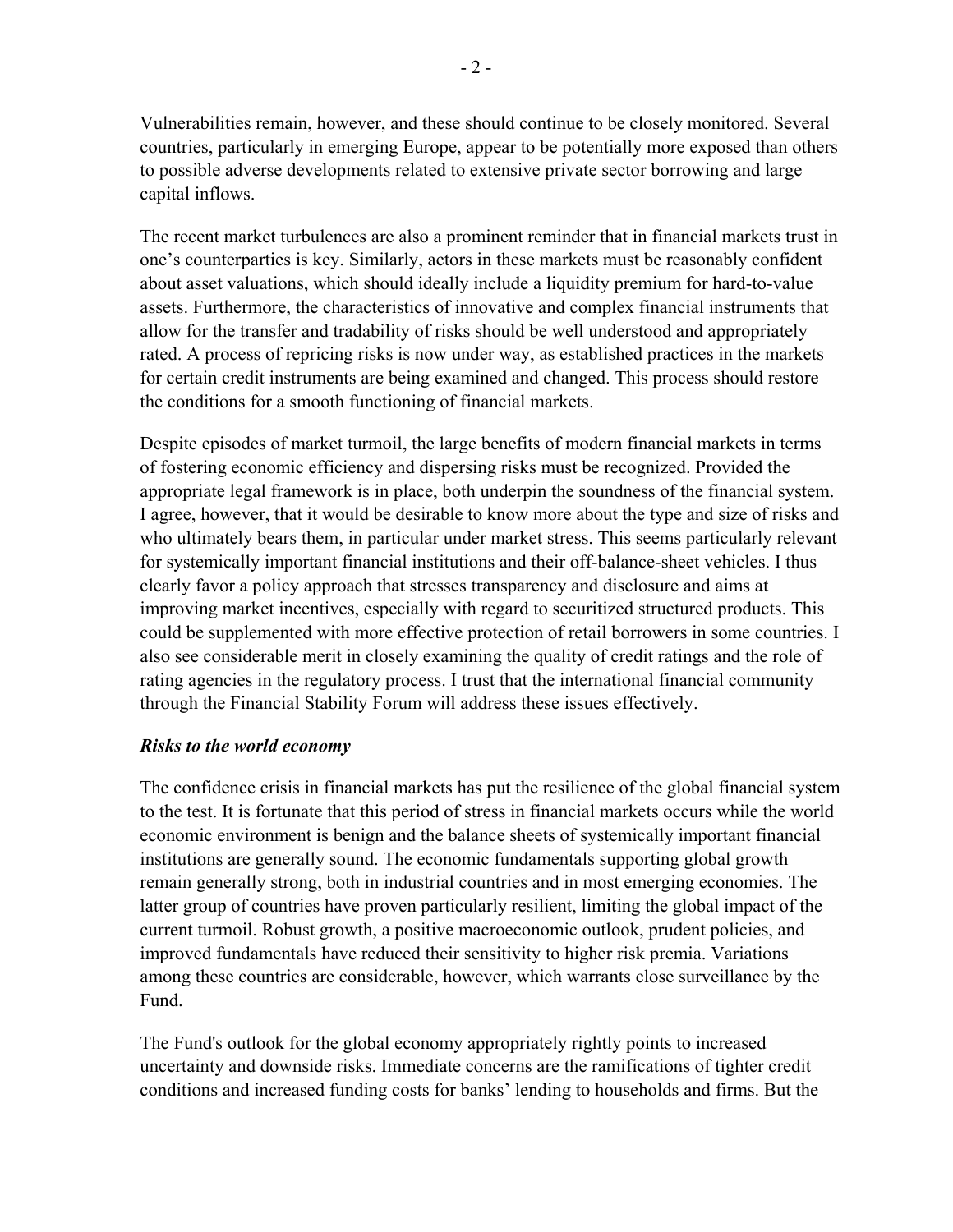Vulnerabilities remain, however, and these should continue to be closely monitored. Several countries, particularly in emerging Europe, appear to be potentially more exposed than others to possible adverse developments related to extensive private sector borrowing and large capital inflows.

The recent market turbulences are also a prominent reminder that in financial markets trust in one's counterparties is key. Similarly, actors in these markets must be reasonably confident about asset valuations, which should ideally include a liquidity premium for hard-to-value assets. Furthermore, the characteristics of innovative and complex financial instruments that allow for the transfer and tradability of risks should be well understood and appropriately rated. A process of repricing risks is now under way, as established practices in the markets for certain credit instruments are being examined and changed. This process should restore the conditions for a smooth functioning of financial markets.

Despite episodes of market turmoil, the large benefits of modern financial markets in terms of fostering economic efficiency and dispersing risks must be recognized. Provided the appropriate legal framework is in place, both underpin the soundness of the financial system. I agree, however, that it would be desirable to know more about the type and size of risks and who ultimately bears them, in particular under market stress. This seems particularly relevant for systemically important financial institutions and their off-balance-sheet vehicles. I thus clearly favor a policy approach that stresses transparency and disclosure and aims at improving market incentives, especially with regard to securitized structured products. This could be supplemented with more effective protection of retail borrowers in some countries. I also see considerable merit in closely examining the quality of credit ratings and the role of rating agencies in the regulatory process. I trust that the international financial community through the Financial Stability Forum will address these issues effectively.

***Risks to the world economy***

The confidence crisis in financial markets has put the resilience of the global financial system to the test. It is fortunate that this period of stress in financial markets occurs while the world economic environment is benign and the balance sheets of systemically important financial institutions are generally sound. The economic fundamentals supporting global growth remain generally strong, both in industrial countries and in most emerging economies. The latter group of countries have proven particularly resilient, limiting the global impact of the current turmoil. Robust growth, a positive macroeconomic outlook, prudent policies, and improved fundamentals have reduced their sensitivity to higher risk premia. Variations among these countries are considerable, however, which warrants close surveillance by the Fund.

The Fund's outlook for the global economy appropriately rightly points to increased uncertainty and downside risks. Immediate concerns are the ramifications of tighter credit conditions and increased funding costs for banks' lending to households and firms. But the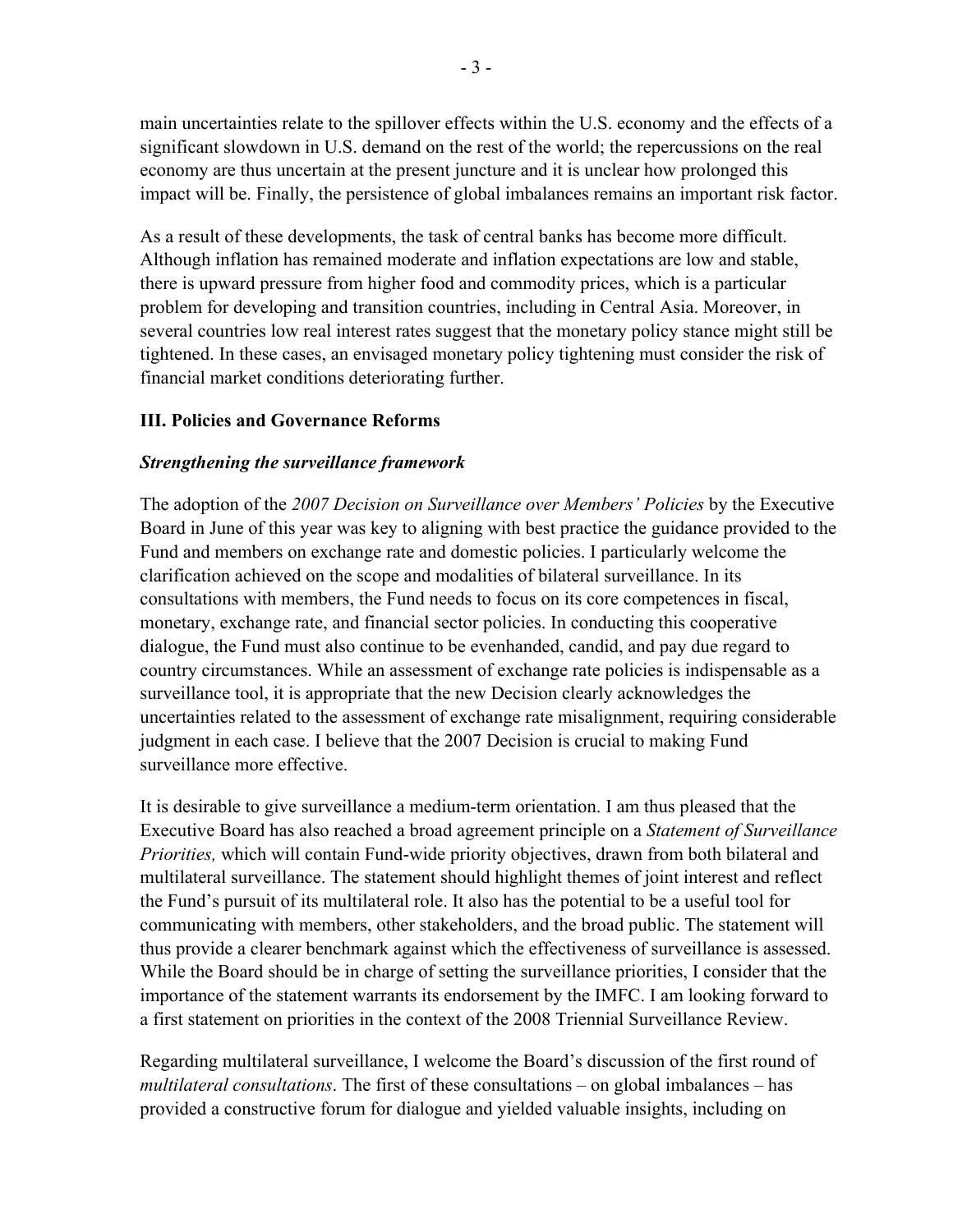main uncertainties relate to the spillover effects within the U.S. economy and the effects of a significant slowdown in U.S. demand on the rest of the world; the repercussions on the real economy are thus uncertain at the present juncture and it is unclear how prolonged this impact will be. Finally, the persistence of global imbalances remains an important risk factor.

As a result of these developments, the task of central banks has become more difficult. Although inflation has remained moderate and inflation expectations are low and stable, there is upward pressure from higher food and commodity prices, which is a particular problem for developing and transition countries, including in Central Asia. Moreover, in several countries low real interest rates suggest that the monetary policy stance might still be tightened. In these cases, an envisaged monetary policy tightening must consider the risk of financial market conditions deteriorating further.

## III. Policies and Governance Reforms

### *Strengthening the surveillance framework*

The adoption of the *2007 Decision on Surveillance over Members' Policies* by the Executive Board in June of this year was key to aligning with best practice the guidance provided to the Fund and members on exchange rate and domestic policies. I particularly welcome the clarification achieved on the scope and modalities of bilateral surveillance. In its consultations with members, the Fund needs to focus on its core competences in fiscal, monetary, exchange rate, and financial sector policies. In conducting this cooperative dialogue, the Fund must also continue to be evenhanded, candid, and pay due regard to country circumstances. While an assessment of exchange rate policies is indispensable as a surveillance tool, it is appropriate that the new Decision clearly acknowledges the uncertainties related to the assessment of exchange rate misalignment, requiring considerable judgment in each case. I believe that the 2007 Decision is crucial to making Fund surveillance more effective.

It is desirable to give surveillance a medium-term orientation. I am thus pleased that the Executive Board has also reached a broad agreement principle on a *Statement of Surveillance Priorities,* which will contain Fund-wide priority objectives, drawn from both bilateral and multilateral surveillance. The statement should highlight themes of joint interest and reflect the Fund's pursuit of its multilateral role. It also has the potential to be a useful tool for communicating with members, other stakeholders, and the broad public. The statement will thus provide a clearer benchmark against which the effectiveness of surveillance is assessed. While the Board should be in charge of setting the surveillance priorities, I consider that the importance of the statement warrants its endorsement by the IMFC. I am looking forward to a first statement on priorities in the context of the 2008 Triennial Surveillance Review.

Regarding multilateral surveillance, I welcome the Board's discussion of the first round of *multilateral consultations*. The first of these consultations – on global imbalances – has provided a constructive forum for dialogue and yielded valuable insights, including on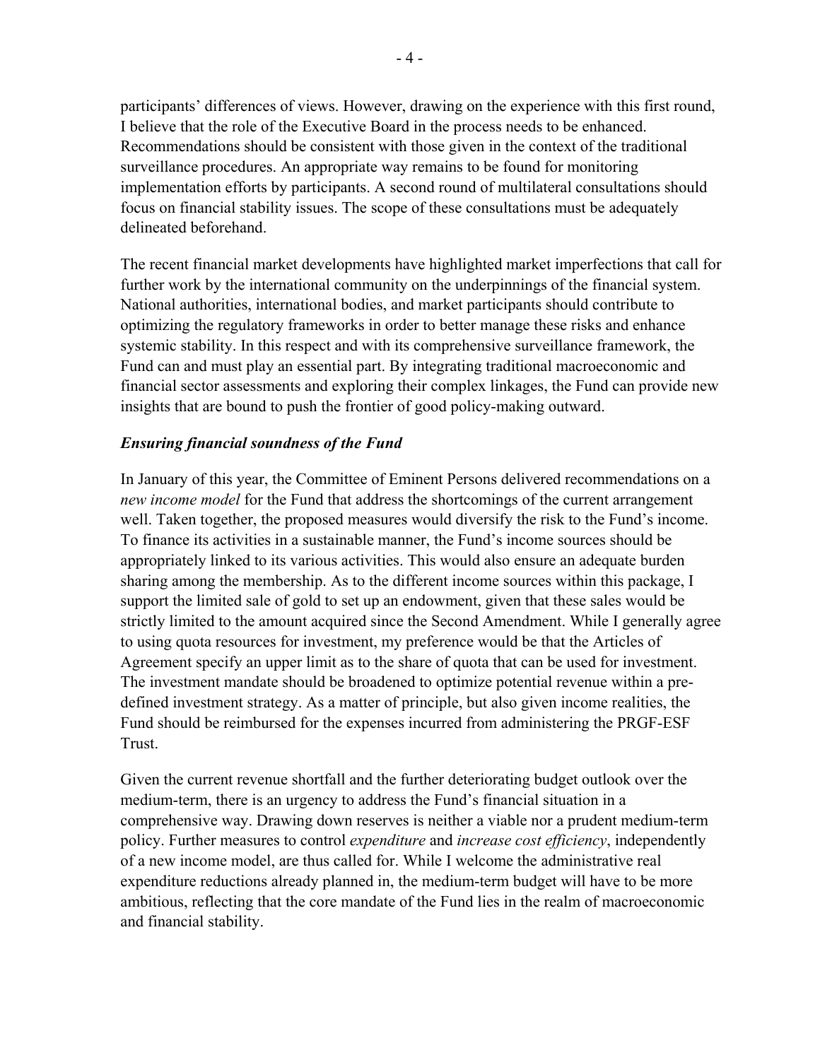participants' differences of views. However, drawing on the experience with this first round, I believe that the role of the Executive Board in the process needs to be enhanced. Recommendations should be consistent with those given in the context of the traditional surveillance procedures. An appropriate way remains to be found for monitoring implementation efforts by participants. A second round of multilateral consultations should focus on financial stability issues. The scope of these consultations must be adequately delineated beforehand.

The recent financial market developments have highlighted market imperfections that call for further work by the international community on the underpinnings of the financial system. National authorities, international bodies, and market participants should contribute to optimizing the regulatory frameworks in order to better manage these risks and enhance systemic stability. In this respect and with its comprehensive surveillance framework, the Fund can and must play an essential part. By integrating traditional macroeconomic and financial sector assessments and exploring their complex linkages, the Fund can provide new insights that are bound to push the frontier of good policy-making outward.

### *Ensuring financial soundness of the Fund*

In January of this year, the Committee of Eminent Persons delivered recommendations on a *new income model* for the Fund that address the shortcomings of the current arrangement well. Taken together, the proposed measures would diversify the risk to the Fund's income. To finance its activities in a sustainable manner, the Fund's income sources should be appropriately linked to its various activities. This would also ensure an adequate burden sharing among the membership. As to the different income sources within this package, I support the limited sale of gold to set up an endowment, given that these sales would be strictly limited to the amount acquired since the Second Amendment. While I generally agree to using quota resources for investment, my preference would be that the Articles of Agreement specify an upper limit as to the share of quota that can be used for investment. The investment mandate should be broadened to optimize potential revenue within a pre-defined investment strategy. As a matter of principle, but also given income realities, the Fund should be reimbursed for the expenses incurred from administering the PRGF-ESF Trust.

Given the current revenue shortfall and the further deteriorating budget outlook over the medium-term, there is an urgency to address the Fund's financial situation in a comprehensive way. Drawing down reserves is neither a viable nor a prudent medium-term policy. Further measures to control *expenditure* and *increase cost efficiency*, independently of a new income model, are thus called for. While I welcome the administrative real expenditure reductions already planned in, the medium-term budget will have to be more ambitious, reflecting that the core mandate of the Fund lies in the realm of macroeconomic and financial stability.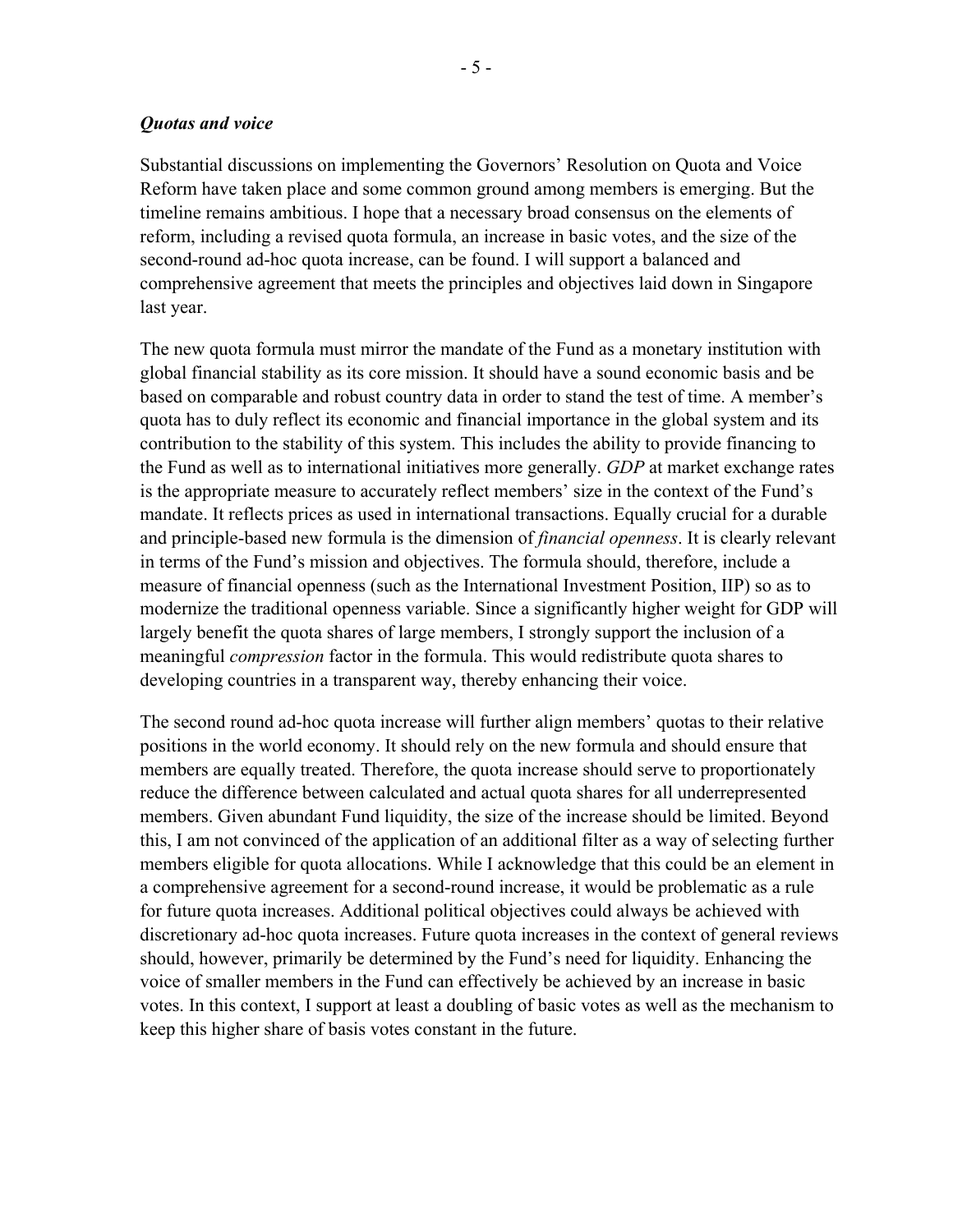### *Quotas and voice*

Substantial discussions on implementing the Governors' Resolution on Quota and Voice Reform have taken place and some common ground among members is emerging. But the timeline remains ambitious. I hope that a necessary broad consensus on the elements of reform, including a revised quota formula, an increase in basic votes, and the size of the second-round ad-hoc quota increase, can be found. I will support a balanced and comprehensive agreement that meets the principles and objectives laid down in Singapore last year.

The new quota formula must mirror the mandate of the Fund as a monetary institution with global financial stability as its core mission. It should have a sound economic basis and be based on comparable and robust country data in order to stand the test of time. A member's quota has to duly reflect its economic and financial importance in the global system and its contribution to the stability of this system. This includes the ability to provide financing to the Fund as well as to international initiatives more generally. *GDP* at market exchange rates is the appropriate measure to accurately reflect members' size in the context of the Fund's mandate. It reflects prices as used in international transactions. Equally crucial for a durable and principle-based new formula is the dimension of *financial openness*. It is clearly relevant in terms of the Fund's mission and objectives. The formula should, therefore, include a measure of financial openness (such as the International Investment Position, IIP) so as to modernize the traditional openness variable. Since a significantly higher weight for GDP will largely benefit the quota shares of large members, I strongly support the inclusion of a meaningful *compression* factor in the formula. This would redistribute quota shares to developing countries in a transparent way, thereby enhancing their voice.

The second round ad-hoc quota increase will further align members' quotas to their relative positions in the world economy. It should rely on the new formula and should ensure that members are equally treated. Therefore, the quota increase should serve to proportionately reduce the difference between calculated and actual quota shares for all underrepresented members. Given abundant Fund liquidity, the size of the increase should be limited. Beyond this, I am not convinced of the application of an additional filter as a way of selecting further members eligible for quota allocations. While I acknowledge that this could be an element in a comprehensive agreement for a second-round increase, it would be problematic as a rule for future quota increases. Additional political objectives could always be achieved with discretionary ad-hoc quota increases. Future quota increases in the context of general reviews should, however, primarily be determined by the Fund's need for liquidity. Enhancing the voice of smaller members in the Fund can effectively be achieved by an increase in basic votes. In this context, I support at least a doubling of basic votes as well as the mechanism to keep this higher share of basis votes constant in the future.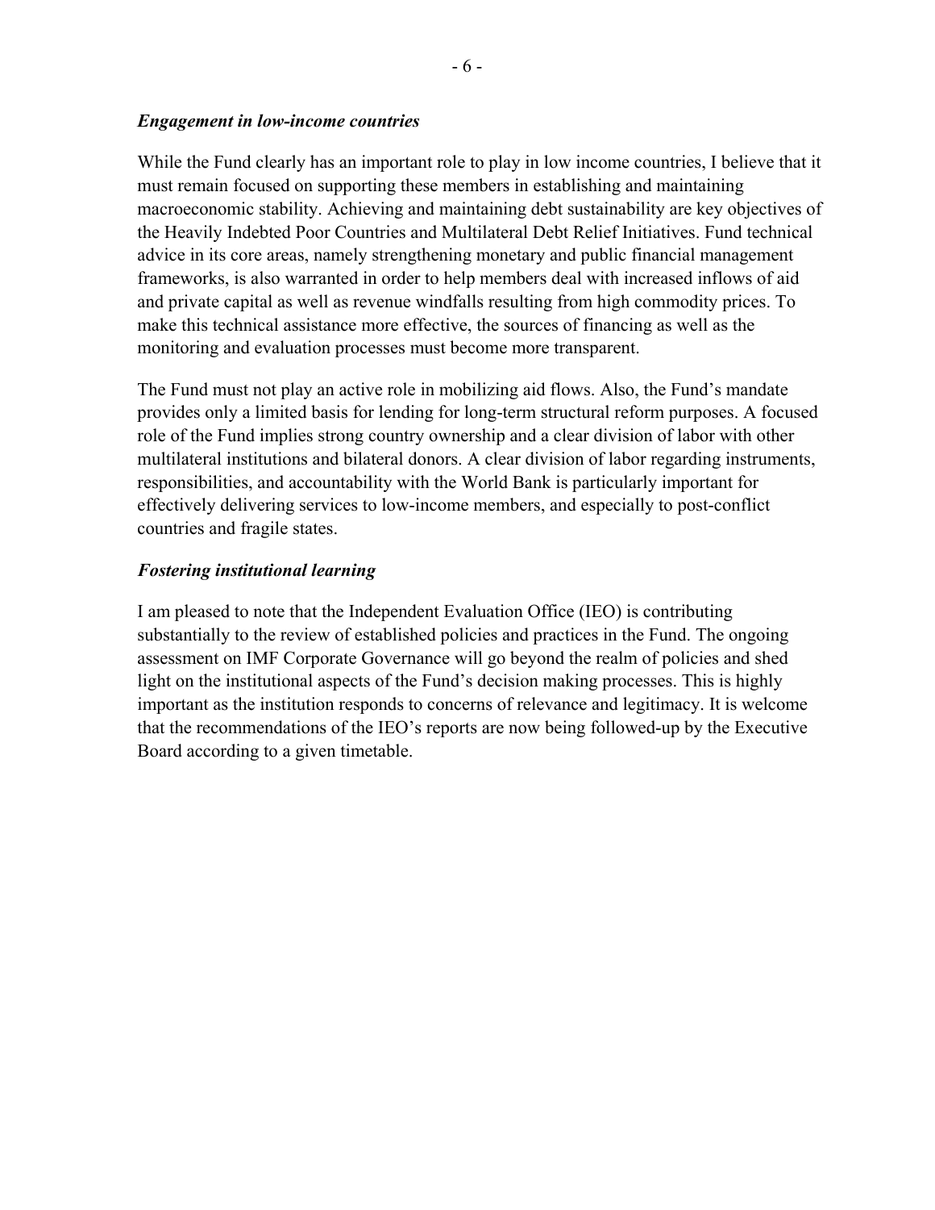### *Engagement in low-income countries*

While the Fund clearly has an important role to play in low income countries, I believe that it must remain focused on supporting these members in establishing and maintaining macroeconomic stability. Achieving and maintaining debt sustainability are key objectives of the Heavily Indebted Poor Countries and Multilateral Debt Relief Initiatives. Fund technical advice in its core areas, namely strengthening monetary and public financial management frameworks, is also warranted in order to help members deal with increased inflows of aid and private capital as well as revenue windfalls resulting from high commodity prices. To make this technical assistance more effective, the sources of financing as well as the monitoring and evaluation processes must become more transparent.

The Fund must not play an active role in mobilizing aid flows. Also, the Fund's mandate provides only a limited basis for lending for long-term structural reform purposes. A focused role of the Fund implies strong country ownership and a clear division of labor with other multilateral institutions and bilateral donors. A clear division of labor regarding instruments, responsibilities, and accountability with the World Bank is particularly important for effectively delivering services to low-income members, and especially to post-conflict countries and fragile states.

### *Fostering institutional learning*

I am pleased to note that the Independent Evaluation Office (IEO) is contributing substantially to the review of established policies and practices in the Fund. The ongoing assessment on IMF Corporate Governance will go beyond the realm of policies and shed light on the institutional aspects of the Fund's decision making processes. This is highly important as the institution responds to concerns of relevance and legitimacy. It is welcome that the recommendations of the IEO's reports are now being followed-up by the Executive Board according to a given timetable.